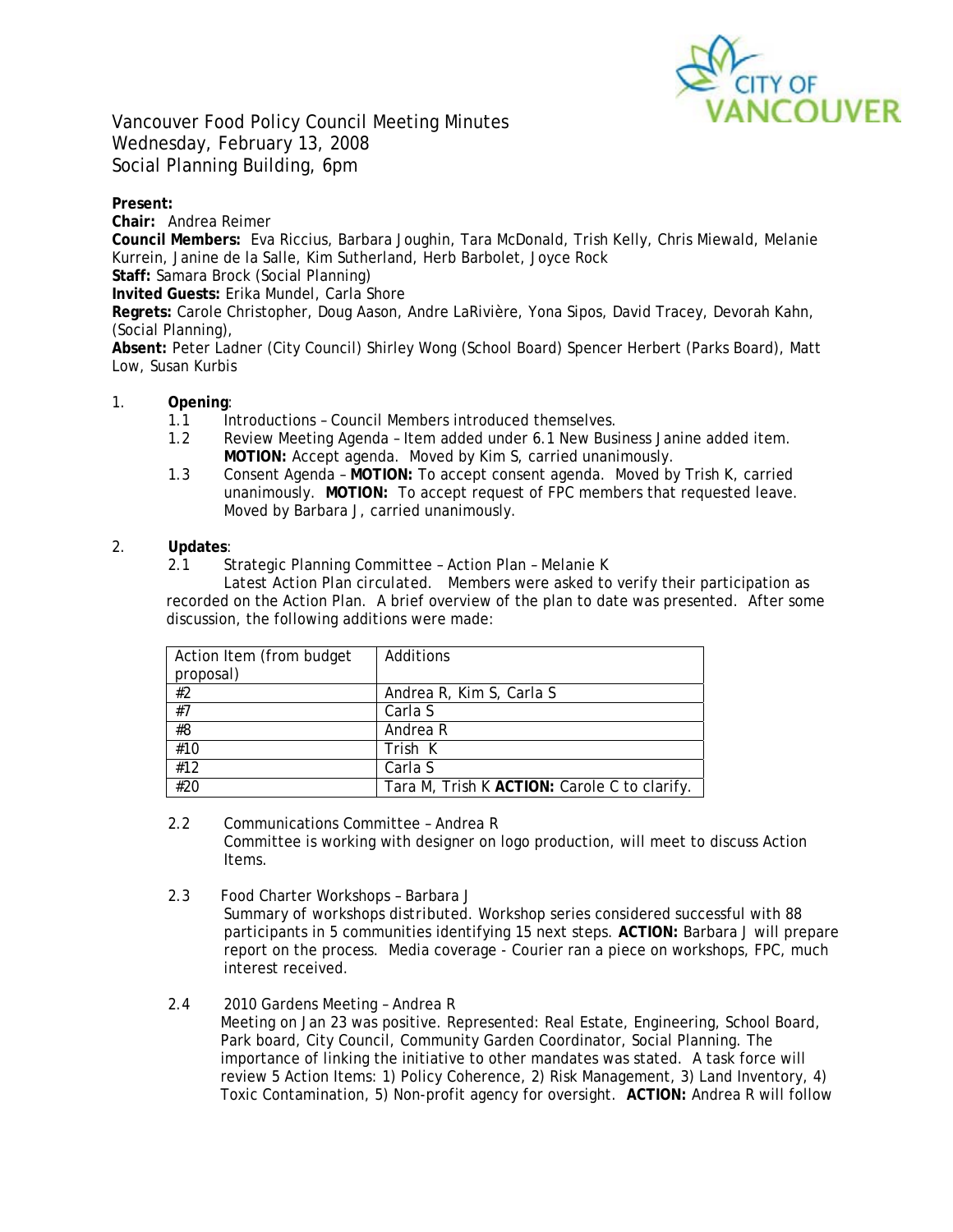# Vancouver Food Policy Council Meeting Minutes
Wednesday, February 13, 2008
Social Planning Building, 6pm

**Present:**
**Chair:** Andrea Reimer
**Council Members:** Eva Riccius, Barbara Joughin, Tara McDonald, Trish Kelly, Chris Miewald, Melanie Kurrein, Janine de la Salle, Kim Sutherland, Herb Barbolet, Joyce Rock
**Staff:** Samara Brock (Social Planning)
**Invited Guests:** Erika Mundel, Carla Shore
**Regrets:** Carole Christopher, Doug Aason, Andre LaRivière, Yona Sipos, David Tracey, Devorah Kahn, (Social Planning),
**Absent:** Peter Ladner (City Council) Shirley Wong (School Board) Spencer Herbert (Parks Board), Matt Low, Susan Kurbis

1. **Opening**:
   - 1.1 Introductions – Council Members introduced themselves.
   - 1.2 Review Meeting Agenda – Item added under 6.1 New Business Janine added item. **MOTION:** Accept agenda. Moved by Kim S, carried unanimously.
   - 1.3 Consent Agenda – **MOTION:** To accept consent agenda. Moved by Trish K, carried unanimously. **MOTION:** To accept request of FPC members that requested leave. Moved by Barbara J, carried unanimously.

2. **Updates**:
   - 2.1 Strategic Planning Committee – Action Plan – Melanie K

     Latest Action Plan circulated. Members were asked to verify their participation as recorded on the Action Plan. A brief overview of the plan to date was presented. After some discussion, the following additions were made:

| Action Item (from budget proposal) | Additions |
|---|---|
| #2 | Andrea R, Kim S, Carla S |
| #7 | Carla S |
| #8 | Andrea R |
| #10 | Trish K |
| #12 | Carla S |
| #20 | Tara M, Trish K **ACTION:** Carole C to clarify. |

   - 2.2 Communications Committee – Andrea R

     Committee is working with designer on logo production, will meet to discuss Action Items.

   - 2.3 Food Charter Workshops – Barbara J

     Summary of workshops distributed. Workshop series considered successful with 88 participants in 5 communities identifying 15 next steps. **ACTION:** Barbara J will prepare report on the process. Media coverage - Courier ran a piece on workshops, FPC, much interest received.

   - 2.4 2010 Gardens Meeting – Andrea R

     Meeting on Jan 23 was positive. Represented: Real Estate, Engineering, School Board, Park board, City Council, Community Garden Coordinator, Social Planning. The importance of linking the initiative to other mandates was stated. A task force will review 5 Action Items: 1) Policy Coherence, 2) Risk Management, 3) Land Inventory, 4) Toxic Contamination, 5) Non-profit agency for oversight. **ACTION:** Andrea R will follow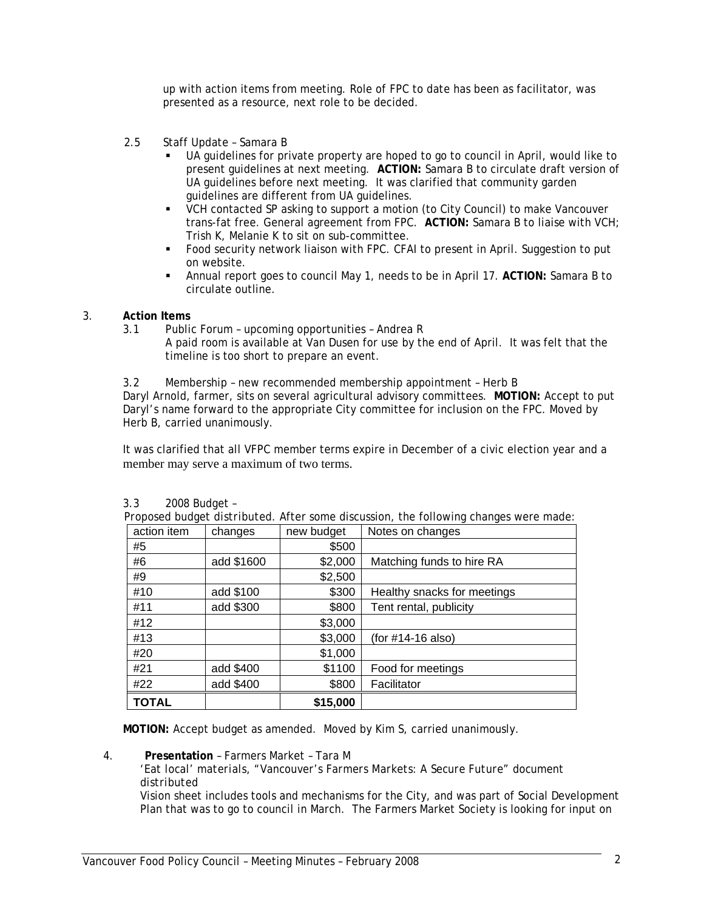up with action items from meeting. Role of FPC to date has been as facilitator, was presented as a resource, next role to be decided.

2.5 Staff Update – Samara B

- UA guidelines for private property are hoped to go to council in April, would like to present guidelines at next meeting. **ACTION:** Samara B to circulate draft version of UA guidelines before next meeting. It was clarified that community garden guidelines are different from UA guidelines.
- VCH contacted SP asking to support a motion (to City Council) to make Vancouver trans-fat free. General agreement from FPC. **ACTION:** Samara B to liaise with VCH; Trish K, Melanie K to sit on sub-committee.
- Food security network liaison with FPC. CFAI to present in April. Suggestion to put on website.
- Annual report goes to council May 1, needs to be in April 17. **ACTION:** Samara B to circulate outline.

3. **Action Items**

3.1 Public Forum – upcoming opportunities – Andrea R

A paid room is available at Van Dusen for use by the end of April. It was felt that the timeline is too short to prepare an event.

3.2 Membership – new recommended membership appointment – Herb B

Daryl Arnold, farmer, sits on several agricultural advisory committees. **MOTION:** Accept to put Daryl's name forward to the appropriate City committee for inclusion on the FPC. Moved by Herb B, carried unanimously.

It was clarified that all VFPC member terms expire in December of a civic election year and a member may serve a maximum of two terms.

3.3 2008 Budget –

Proposed budget distributed. After some discussion, the following changes were made:

| action item | changes | new budget | Notes on changes |
|---|---|---|---|
| #5 | | $500 | |
| #6 | add $1600 | $2,000 | Matching funds to hire RA |
| #9 | | $2,500 | |
| #10 | add $100 | $300 | Healthy snacks for meetings |
| #11 | add $300 | $800 | Tent rental, publicity |
| #12 | | $3,000 | |
| #13 | | $3,000 | (for #14-16 also) |
| #20 | | $1,000 | |
| #21 | add $400 | $1100 | Food for meetings |
| #22 | add $400 | $800 | Facilitator |
| **TOTAL** | | **$15,000** | |

**MOTION:** Accept budget as amended. Moved by Kim S, carried unanimously.

4. **Presentation** – Farmers Market – Tara M

'Eat local' materials, "Vancouver's Farmers Markets: A Secure Future" document distributed

Vision sheet includes tools and mechanisms for the City, and was part of Social Development Plan that was to go to council in March. The Farmers Market Society is looking for input on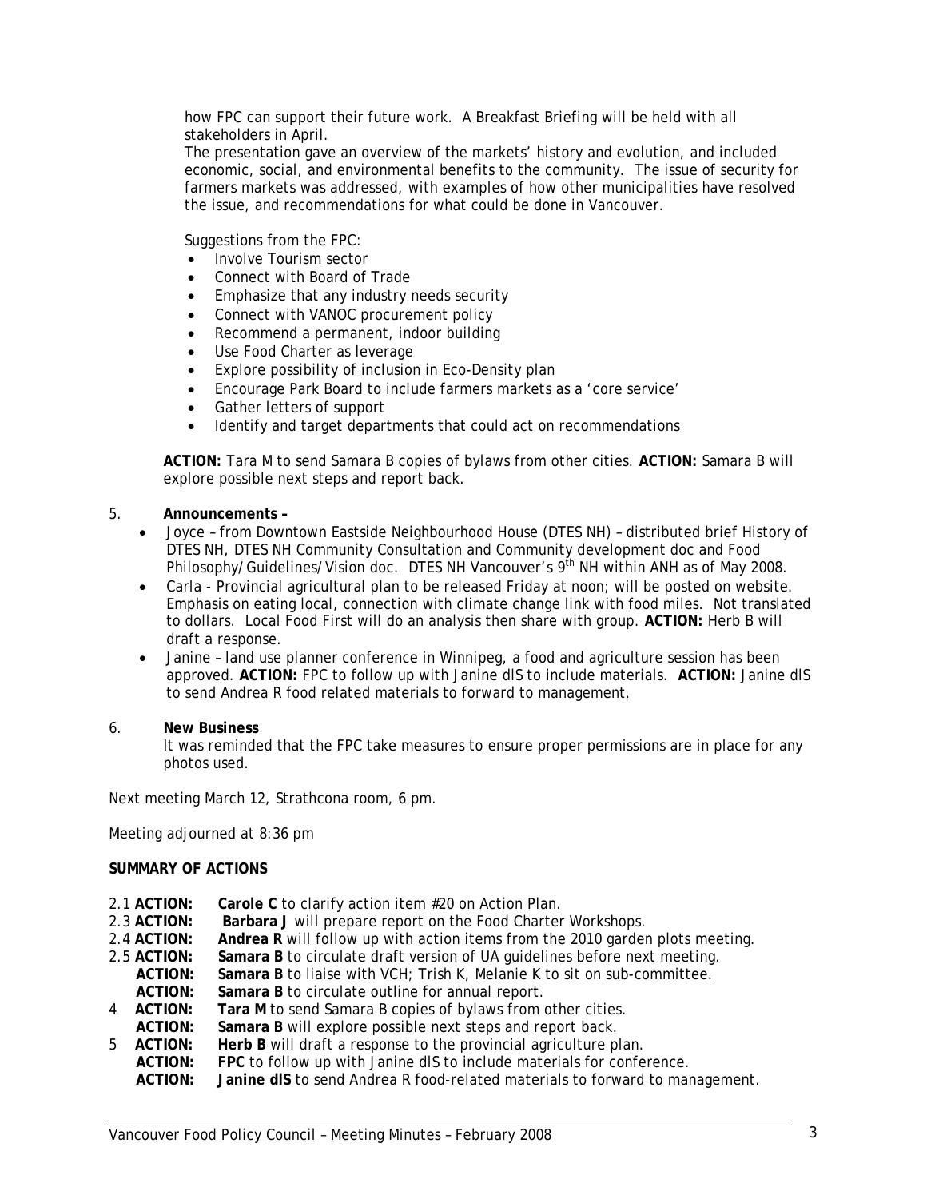how FPC can support their future work. A Breakfast Briefing will be held with all stakeholders in April.

The presentation gave an overview of the markets' history and evolution, and included economic, social, and environmental benefits to the community. The issue of security for farmers markets was addressed, with examples of how other municipalities have resolved the issue, and recommendations for what could be done in Vancouver.

Suggestions from the FPC:

- Involve Tourism sector
- Connect with Board of Trade
- Emphasize that any industry needs security
- Connect with VANOC procurement policy
- Recommend a permanent, indoor building
- Use Food Charter as leverage
- Explore possibility of inclusion in Eco-Density plan
- Encourage Park Board to include farmers markets as a 'core service'
- Gather letters of support
- Identify and target departments that could act on recommendations

**ACTION:** Tara M to send Samara B copies of bylaws from other cities. **ACTION:** Samara B will explore possible next steps and report back.

5. **Announcements –**

- Joyce – from Downtown Eastside Neighbourhood House (DTES NH) – distributed brief History of DTES NH, DTES NH Community Consultation and Community development doc and Food Philosophy/Guidelines/Vision doc. DTES NH Vancouver's 9th NH within ANH as of May 2008.
- Carla - Provincial agricultural plan to be released Friday at noon; will be posted on website. Emphasis on eating local, connection with climate change link with food miles. Not translated to dollars. Local Food First will do an analysis then share with group. **ACTION:** Herb B will draft a response.
- Janine – land use planner conference in Winnipeg, a food and agriculture session has been approved. **ACTION:** FPC to follow up with Janine dlS to include materials. **ACTION:** Janine dlS to send Andrea R food related materials to forward to management.

6. **New Business**

It was reminded that the FPC take measures to ensure proper permissions are in place for any photos used.

Next meeting March 12, Strathcona room, 6 pm.

Meeting adjourned at 8:36 pm

**SUMMARY OF ACTIONS**

2.1 **ACTION:** **Carole C** to clarify action item #20 on Action Plan.
2.3 **ACTION:** **Barbara J** will prepare report on the Food Charter Workshops.
2.4 **ACTION:** **Andrea R** will follow up with action items from the 2010 garden plots meeting.
2.5 **ACTION:** **Samara B** to circulate draft version of UA guidelines before next meeting.
**ACTION:** **Samara B** to liaise with VCH; Trish K, Melanie K to sit on sub-committee.
**ACTION:** **Samara B** to circulate outline for annual report.
4 **ACTION:** **Tara M** to send Samara B copies of bylaws from other cities.
**ACTION:** **Samara B** will explore possible next steps and report back.
5 **ACTION:** **Herb B** will draft a response to the provincial agriculture plan.
**ACTION:** **FPC** to follow up with Janine dlS to include materials for conference.
**ACTION:** **Janine dlS** to send Andrea R food-related materials to forward to management.